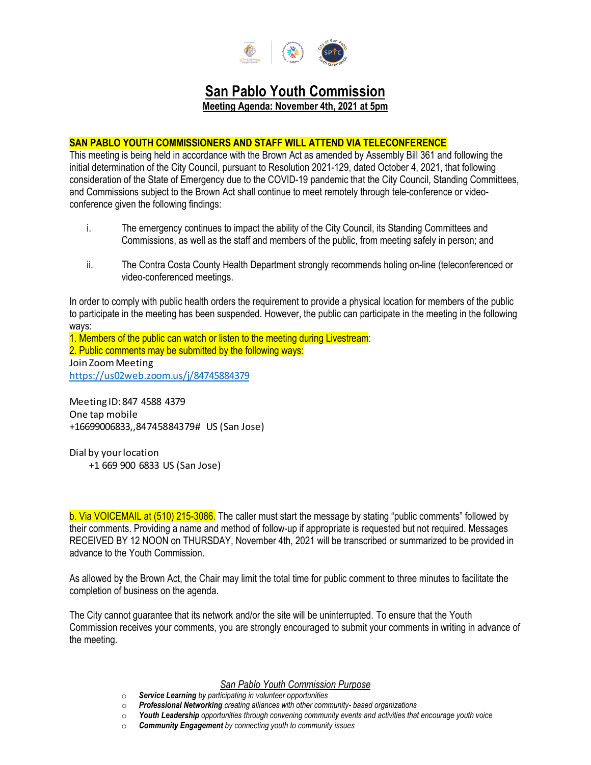# San Pablo Youth Commission

**Meeting Agenda: November 4th, 2021 at 5pm**

**SAN PABLO YOUTH COMMISSIONERS AND STAFF WILL ATTEND VIA TELECONFERENCE**

This meeting is being held in accordance with the Brown Act as amended by Assembly Bill 361 and following the initial determination of the City Council, pursuant to Resolution 2021-129, dated October 4, 2021, that following consideration of the State of Emergency due to the COVID-19 pandemic that the City Council, Standing Committees, and Commissions subject to the Brown Act shall continue to meet remotely through tele-conference or video-conference given the following findings:

i. The emergency continues to impact the ability of the City Council, its Standing Committees and Commissions, as well as the staff and members of the public, from meeting safely in person; and

ii. The Contra Costa County Health Department strongly recommends holing on-line (teleconferenced or video-conferenced meetings.

In order to comply with public health orders the requirement to provide a physical location for members of the public to participate in the meeting has been suspended. However, the public can participate in the meeting in the following ways:

1. Members of the public can watch or listen to the meeting during Livestream:
2. Public comments may be submitted by the following ways:

Join Zoom Meeting
https://us02web.zoom.us/j/84745884379

Meeting ID: 847 4588 4379
One tap mobile
+16699006833,,84745884379# US (San Jose)

Dial by your location
+1 669 900 6833 US (San Jose)

b. Via VOICEMAIL at (510) 215-3086. The caller must start the message by stating "public comments" followed by their comments. Providing a name and method of follow-up if appropriate is requested but not required. Messages RECEIVED BY 12 NOON on THURSDAY, November 4th, 2021 will be transcribed or summarized to be provided in advance to the Youth Commission.

As allowed by the Brown Act, the Chair may limit the total time for public comment to three minutes to facilitate the completion of business on the agenda.

The City cannot guarantee that its network and/or the site will be uninterrupted. To ensure that the Youth Commission receives your comments, you are strongly encouraged to submit your comments in writing in advance of the meeting.

*San Pablo Youth Commission Purpose*

- ***Service Learning*** *by participating in volunteer opportunities*
- ***Professional Networking*** *creating alliances with other community- based organizations*
- ***Youth Leadership*** *opportunities through convening community events and activities that encourage youth voice*
- ***Community Engagement*** *by connecting youth to community issues*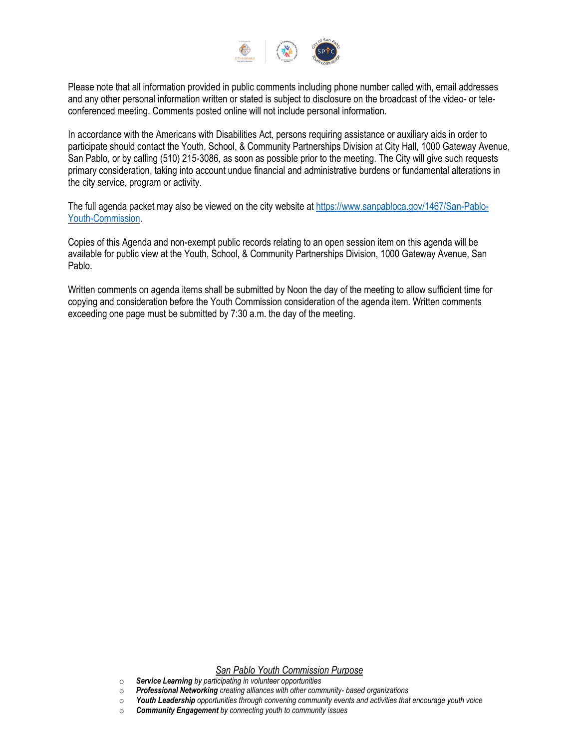Please note that all information provided in public comments including phone number called with, email addresses and any other personal information written or stated is subject to disclosure on the broadcast of the video- or tele-conferenced meeting. Comments posted online will not include personal information.

In accordance with the Americans with Disabilities Act, persons requiring assistance or auxiliary aids in order to participate should contact the Youth, School, & Community Partnerships Division at City Hall, 1000 Gateway Avenue, San Pablo, or by calling (510) 215-3086, as soon as possible prior to the meeting. The City will give such requests primary consideration, taking into account undue financial and administrative burdens or fundamental alterations in the city service, program or activity.

The full agenda packet may also be viewed on the city website at [https://www.sanpabloca.gov/1467/San-Pablo-Youth-Commission](https://www.sanpabloca.gov/1467/San-Pablo-Youth-Commission).

Copies of this Agenda and non-exempt public records relating to an open session item on this agenda will be available for public view at the Youth, School, & Community Partnerships Division, 1000 Gateway Avenue, San Pablo.

Written comments on agenda items shall be submitted by Noon the day of the meeting to allow sufficient time for copying and consideration before the Youth Commission consideration of the agenda item. Written comments exceeding one page must be submitted by 7:30 a.m. the day of the meeting.

*San Pablo Youth Commission Purpose*

- ***Service Learning*** *by participating in volunteer opportunities*
- ***Professional Networking*** *creating alliances with other community- based organizations*
- ***Youth Leadership*** *opportunities through convening community events and activities that encourage youth voice*
- ***Community Engagement*** *by connecting youth to community issues*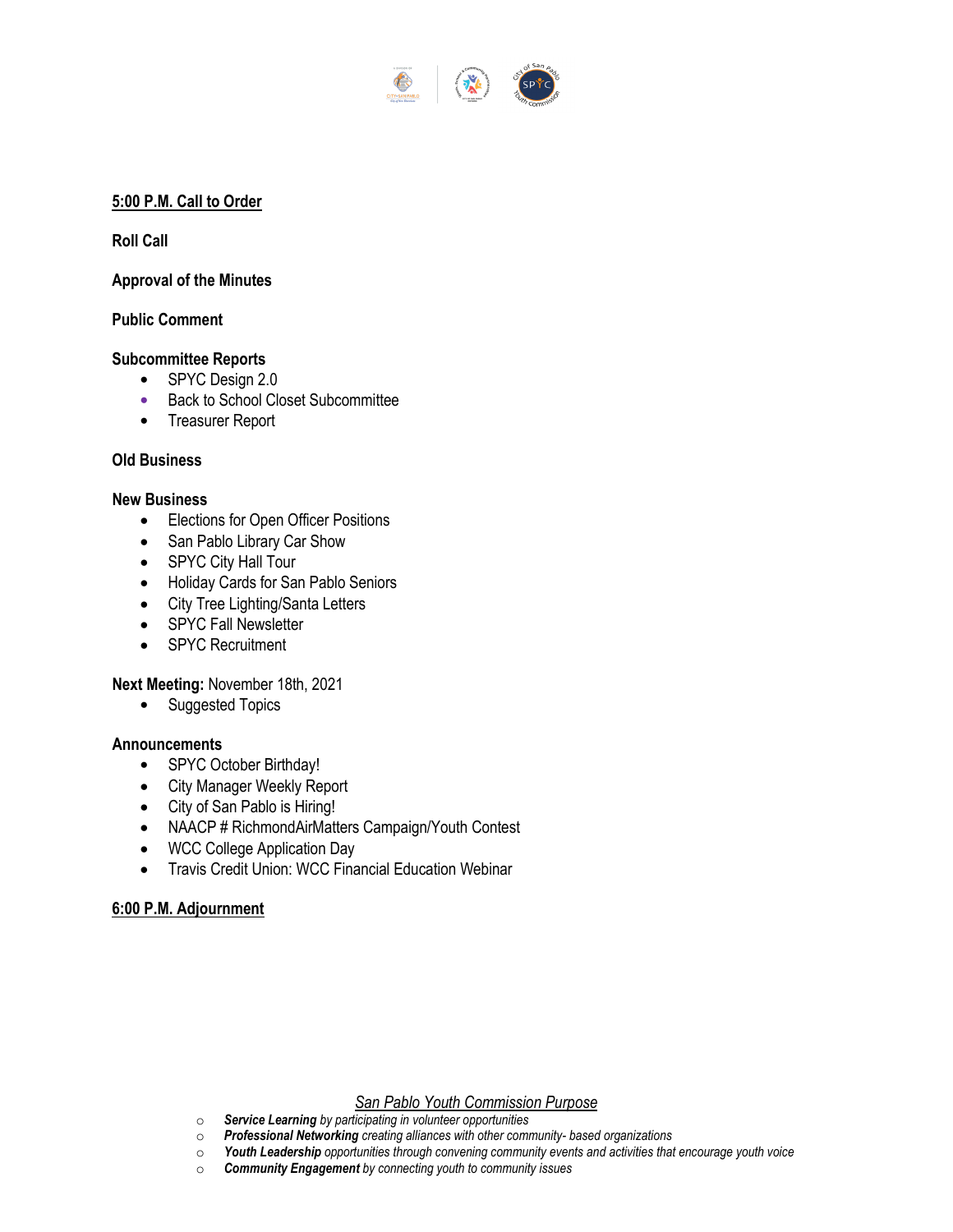**5:00 P.M. Call to Order**

**Roll Call**

**Approval of the Minutes**

**Public Comment**

**Subcommittee Reports**

- SPYC Design 2.0
- Back to School Closet Subcommittee
- Treasurer Report

**Old Business**

**New Business**

- Elections for Open Officer Positions
- San Pablo Library Car Show
- SPYC City Hall Tour
- Holiday Cards for San Pablo Seniors
- City Tree Lighting/Santa Letters
- SPYC Fall Newsletter
- SPYC Recruitment

**Next Meeting:** November 18th, 2021

- Suggested Topics

**Announcements**

- SPYC October Birthday!
- City Manager Weekly Report
- City of San Pablo is Hiring!
- NAACP # RichmondAirMatters Campaign/Youth Contest
- WCC College Application Day
- Travis Credit Union: WCC Financial Education Webinar

**6:00 P.M. Adjournment**

*San Pablo Youth Commission Purpose*

- ***Service Learning*** *by participating in volunteer opportunities*
- ***Professional Networking*** *creating alliances with other community- based organizations*
- ***Youth Leadership*** *opportunities through convening community events and activities that encourage youth voice*
- ***Community Engagement*** *by connecting youth to community issues*